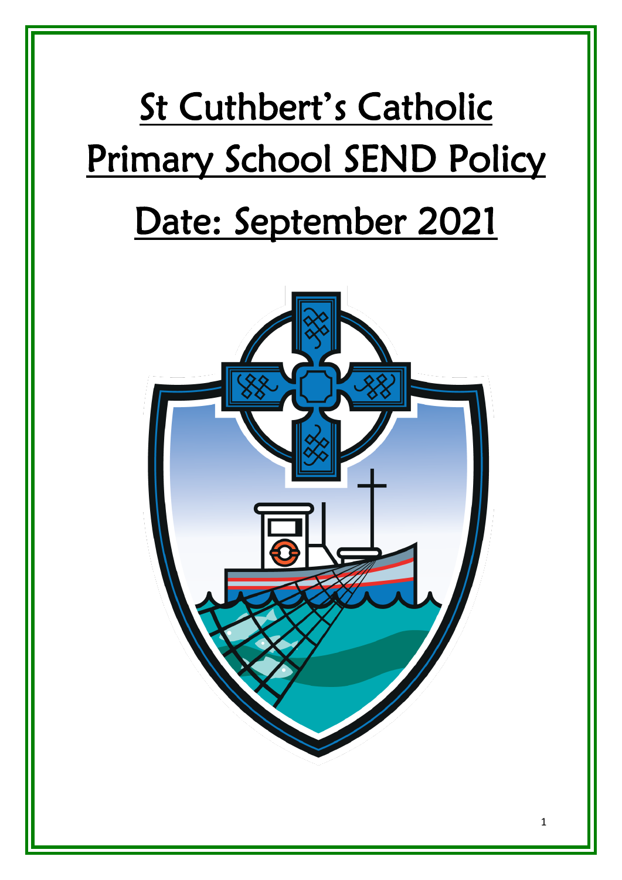# St Cuthbert's Catholic Primary School SEND Policy

# Date: September 2021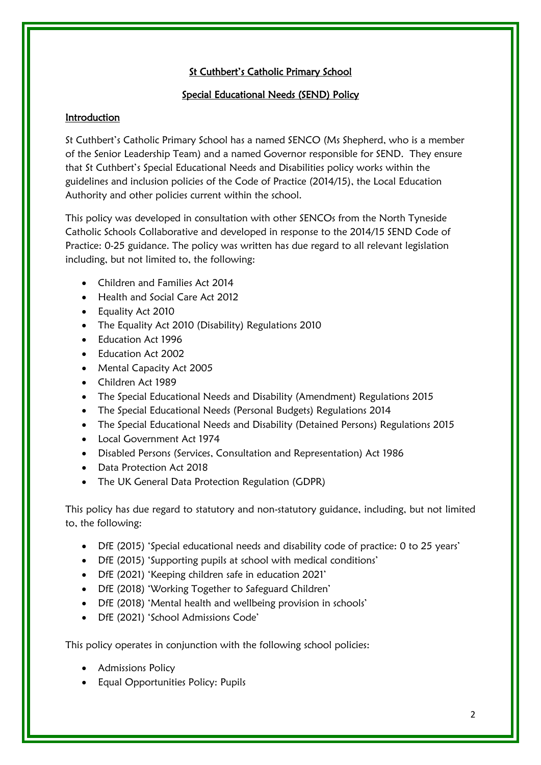# St Cuthbert's Catholic Primary School

## Special Educational Needs (SEND) Policy

### Introduction

St Cuthbert's Catholic Primary School has a named SENCO (Ms Shepherd, who is a member of the Senior Leadership Team) and a named Governor responsible for SEND. They ensure that St Cuthbert's Special Educational Needs and Disabilities policy works within the guidelines and inclusion policies of the Code of Practice (2014/15), the Local Education Authority and other policies current within the school.

This policy was developed in consultation with other SENCOs from the North Tyneside Catholic Schools Collaborative and developed in response to the 2014/15 SEND Code of Practice: 0-25 guidance. The policy was written has due regard to all relevant legislation including, but not limited to, the following:

- Children and Families Act 2014
- Health and Social Care Act 2012
- Equality Act 2010
- The Equality Act 2010 (Disability) Regulations 2010
- Education Act 1996
- Education Act 2002
- Mental Capacity Act 2005
- Children Act 1989
- The Special Educational Needs and Disability (Amendment) Regulations 2015
- The Special Educational Needs (Personal Budgets) Regulations 2014
- The Special Educational Needs and Disability (Detained Persons) Regulations 2015
- Local Government Act 1974
- Disabled Persons (Services, Consultation and Representation) Act 1986
- Data Protection Act 2018
- The UK General Data Protection Regulation (GDPR)

This policy has due regard to statutory and non-statutory guidance, including, but not limited to, the following:

- DfE (2015) 'Special educational needs and disability code of practice: 0 to 25 years'
- DfE (2015) 'Supporting pupils at school with medical conditions'
- DfE (2021) 'Keeping children safe in education 2021'
- DfE (2018) 'Working Together to Safeguard Children'
- DfE (2018) 'Mental health and wellbeing provision in schools'
- DfE (2021) 'School Admissions Code'

This policy operates in conjunction with the following school policies:

- Admissions Policy
- Equal Opportunities Policy: Pupils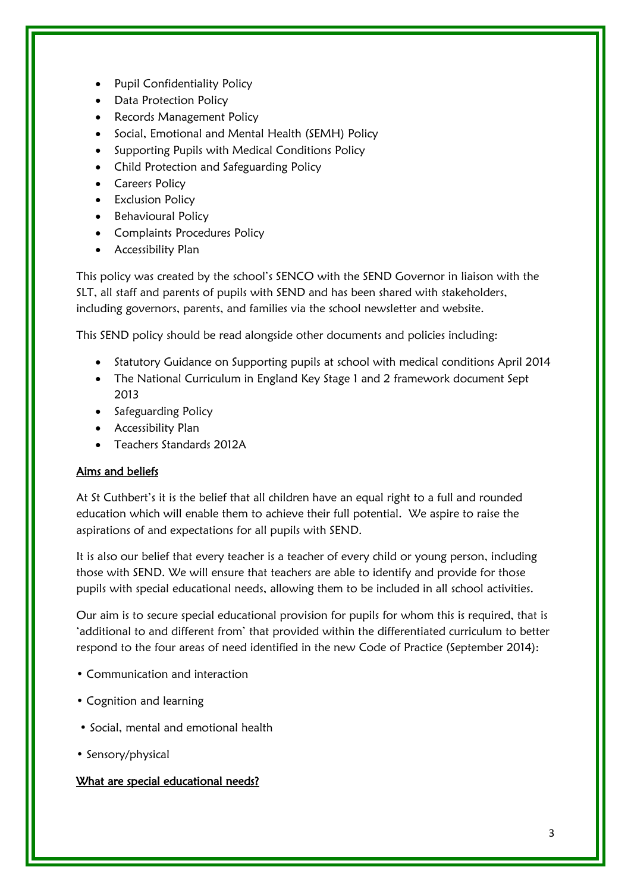- Pupil Confidentiality Policy
- Data Protection Policy
- Records Management Policy
- Social, Emotional and Mental Health (SEMH) Policy
- Supporting Pupils with Medical Conditions Policy
- Child Protection and Safeguarding Policy
- Careers Policy
- Exclusion Policy
- Behavioural Policy
- Complaints Procedures Policy
- Accessibility Plan

This policy was created by the school's SENCO with the SEND Governor in liaison with the SLT, all staff and parents of pupils with SEND and has been shared with stakeholders, including governors, parents, and families via the school newsletter and website.

This SEND policy should be read alongside other documents and policies including:

- Statutory Guidance on Supporting pupils at school with medical conditions April 2014
- The National Curriculum in England Key Stage 1 and 2 framework document Sept 2013
- Safeguarding Policy
- Accessibility Plan
- Teachers Standards 2012A

## Aims and beliefs

At St Cuthbert's it is the belief that all children have an equal right to a full and rounded education which will enable them to achieve their full potential. We aspire to raise the aspirations of and expectations for all pupils with SEND.

It is also our belief that every teacher is a teacher of every child or young person, including those with SEND. We will ensure that teachers are able to identify and provide for those pupils with special educational needs, allowing them to be included in all school activities.

Our aim is to secure special educational provision for pupils for whom this is required, that is 'additional to and different from' that provided within the differentiated curriculum to better respond to the four areas of need identified in the new Code of Practice (September 2014):

- Communication and interaction
- Cognition and learning
- Social, mental and emotional health
- Sensory/physical

## What are special educational needs?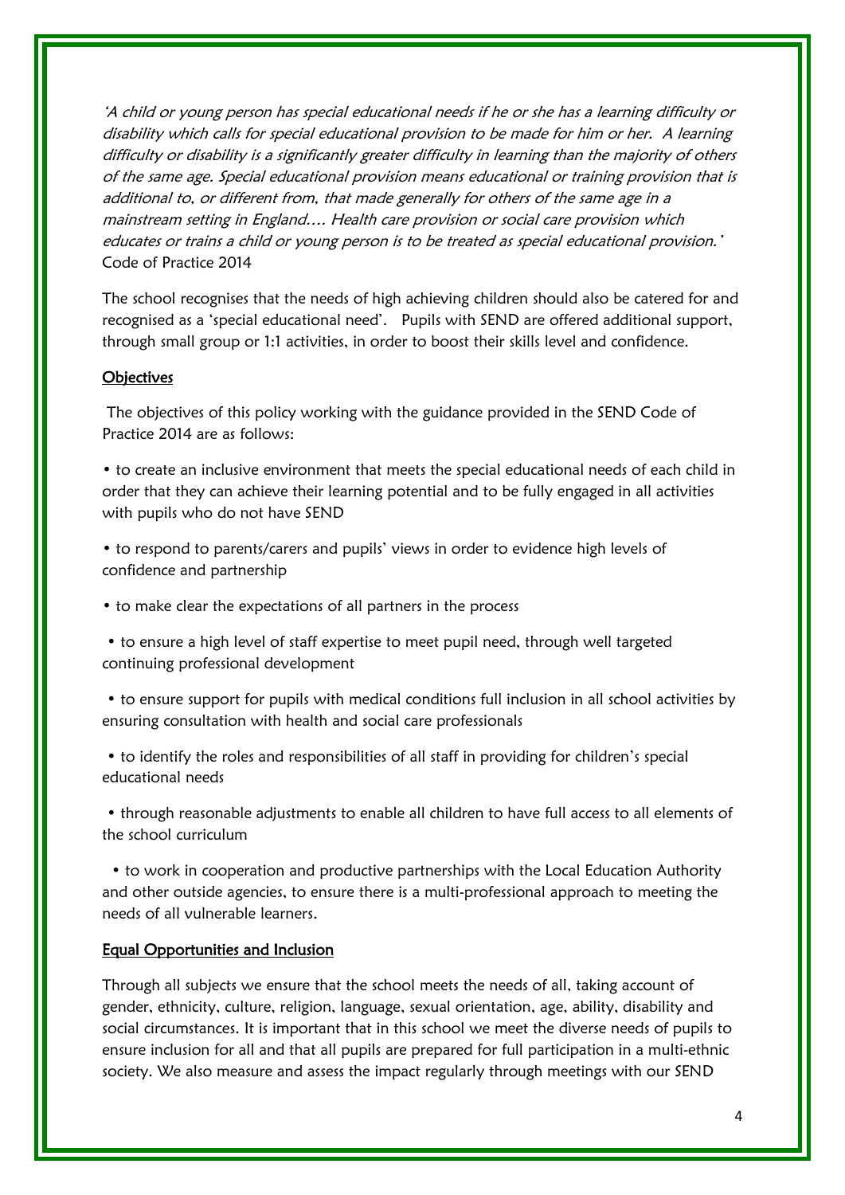*'A child or young person has special educational needs if he or she has a learning difficulty or disability which calls for special educational provision to be made for him or her. A learning difficulty or disability is a significantly greater difficulty in learning than the majority of others of the same age. Special educational provision means educational or training provision that is additional to, or different from, that made generally for others of the same age in a mainstream setting in England…. Health care provision or social care provision which educates or trains a child or young person is to be treated as special educational provision.'*
Code of Practice 2014

The school recognises that the needs of high achieving children should also be catered for and recognised as a 'special educational need'. Pupils with SEND are offered additional support, through small group or 1:1 activities, in order to boost their skills level and confidence.

## Objectives

The objectives of this policy working with the guidance provided in the SEND Code of Practice 2014 are as follows:

- to create an inclusive environment that meets the special educational needs of each child in order that they can achieve their learning potential and to be fully engaged in all activities with pupils who do not have SEND
- to respond to parents/carers and pupils' views in order to evidence high levels of confidence and partnership
- to make clear the expectations of all partners in the process
- to ensure a high level of staff expertise to meet pupil need, through well targeted continuing professional development
- to ensure support for pupils with medical conditions full inclusion in all school activities by ensuring consultation with health and social care professionals
- to identify the roles and responsibilities of all staff in providing for children's special educational needs
- through reasonable adjustments to enable all children to have full access to all elements of the school curriculum
- to work in cooperation and productive partnerships with the Local Education Authority and other outside agencies, to ensure there is a multi-professional approach to meeting the needs of all vulnerable learners.

## Equal Opportunities and Inclusion

Through all subjects we ensure that the school meets the needs of all, taking account of gender, ethnicity, culture, religion, language, sexual orientation, age, ability, disability and social circumstances. It is important that in this school we meet the diverse needs of pupils to ensure inclusion for all and that all pupils are prepared for full participation in a multi-ethnic society. We also measure and assess the impact regularly through meetings with our SEND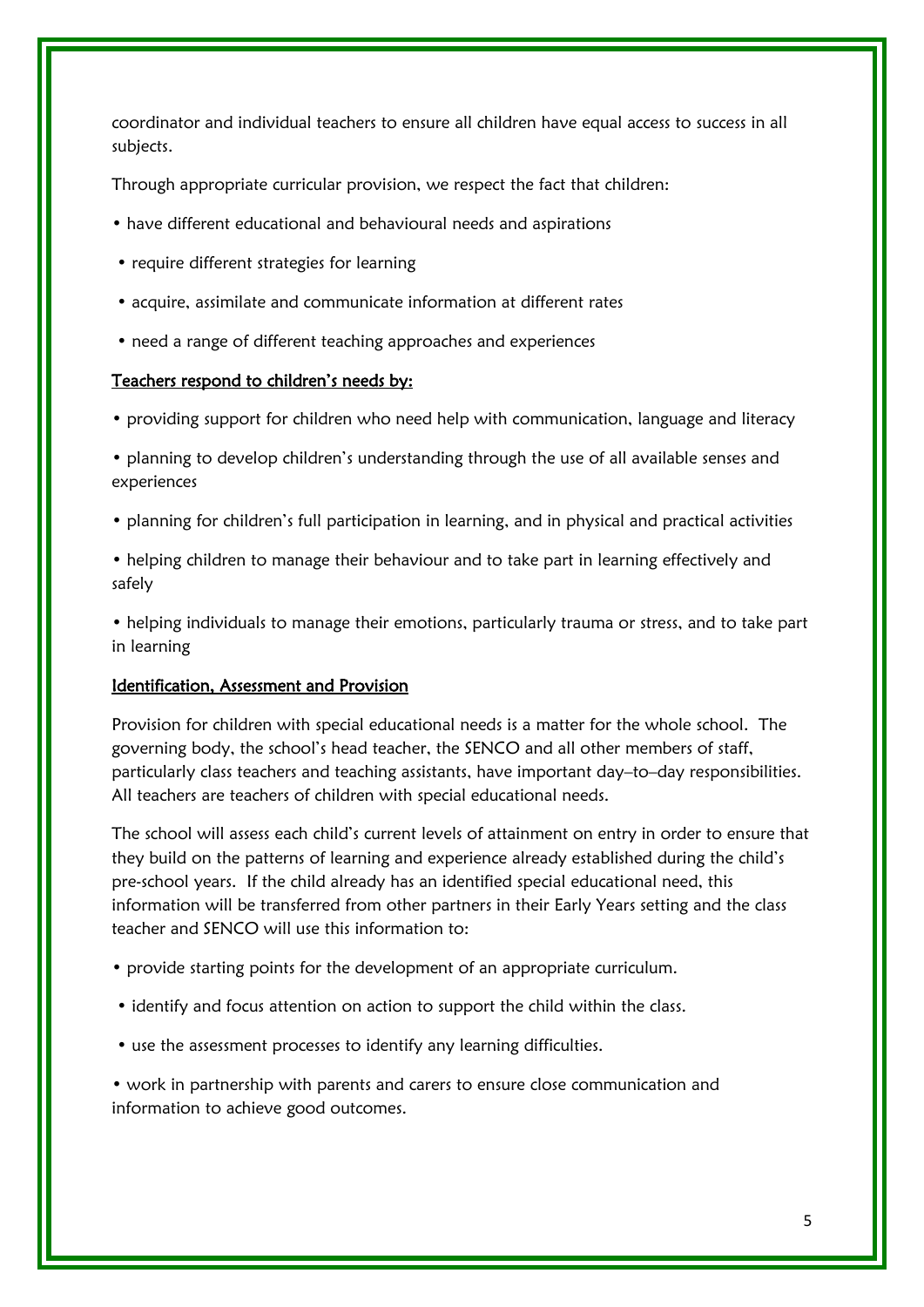coordinator and individual teachers to ensure all children have equal access to success in all subjects.

Through appropriate curricular provision, we respect the fact that children:

- have different educational and behavioural needs and aspirations
- require different strategies for learning
- acquire, assimilate and communicate information at different rates
- need a range of different teaching approaches and experiences

<u>Teachers respond to children's needs by:</u>

- providing support for children who need help with communication, language and literacy
- planning to develop children's understanding through the use of all available senses and experiences
- planning for children's full participation in learning, and in physical and practical activities
- helping children to manage their behaviour and to take part in learning effectively and safely
- helping individuals to manage their emotions, particularly trauma or stress, and to take part in learning

<u>Identification, Assessment and Provision</u>

Provision for children with special educational needs is a matter for the whole school. The governing body, the school's head teacher, the SENCO and all other members of staff, particularly class teachers and teaching assistants, have important day–to–day responsibilities. All teachers are teachers of children with special educational needs.

The school will assess each child's current levels of attainment on entry in order to ensure that they build on the patterns of learning and experience already established during the child's pre-school years. If the child already has an identified special educational need, this information will be transferred from other partners in their Early Years setting and the class teacher and SENCO will use this information to:

- provide starting points for the development of an appropriate curriculum.
- identify and focus attention on action to support the child within the class.
- use the assessment processes to identify any learning difficulties.
- work in partnership with parents and carers to ensure close communication and information to achieve good outcomes.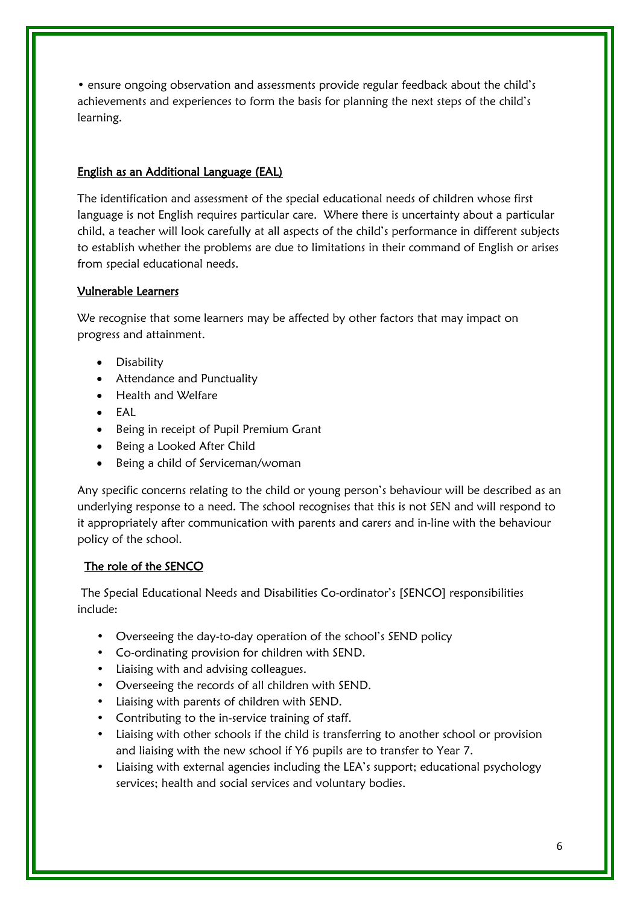• ensure ongoing observation and assessments provide regular feedback about the child's achievements and experiences to form the basis for planning the next steps of the child's learning.

## English as an Additional Language (EAL)

The identification and assessment of the special educational needs of children whose first language is not English requires particular care. Where there is uncertainty about a particular child, a teacher will look carefully at all aspects of the child's performance in different subjects to establish whether the problems are due to limitations in their command of English or arises from special educational needs.

## Vulnerable Learners

We recognise that some learners may be affected by other factors that may impact on progress and attainment.

- Disability
- Attendance and Punctuality
- Health and Welfare
- EAL
- Being in receipt of Pupil Premium Grant
- Being a Looked After Child
- Being a child of Serviceman/woman

Any specific concerns relating to the child or young person's behaviour will be described as an underlying response to a need. The school recognises that this is not SEN and will respond to it appropriately after communication with parents and carers and in-line with the behaviour policy of the school.

## The role of the SENCO

The Special Educational Needs and Disabilities Co-ordinator's [SENCO] responsibilities include:

- Overseeing the day-to-day operation of the school's SEND policy
- Co-ordinating provision for children with SEND.
- Liaising with and advising colleagues.
- Overseeing the records of all children with SEND.
- Liaising with parents of children with SEND.
- Contributing to the in-service training of staff.
- Liaising with other schools if the child is transferring to another school or provision and liaising with the new school if Y6 pupils are to transfer to Year 7.
- Liaising with external agencies including the LEA's support; educational psychology services; health and social services and voluntary bodies.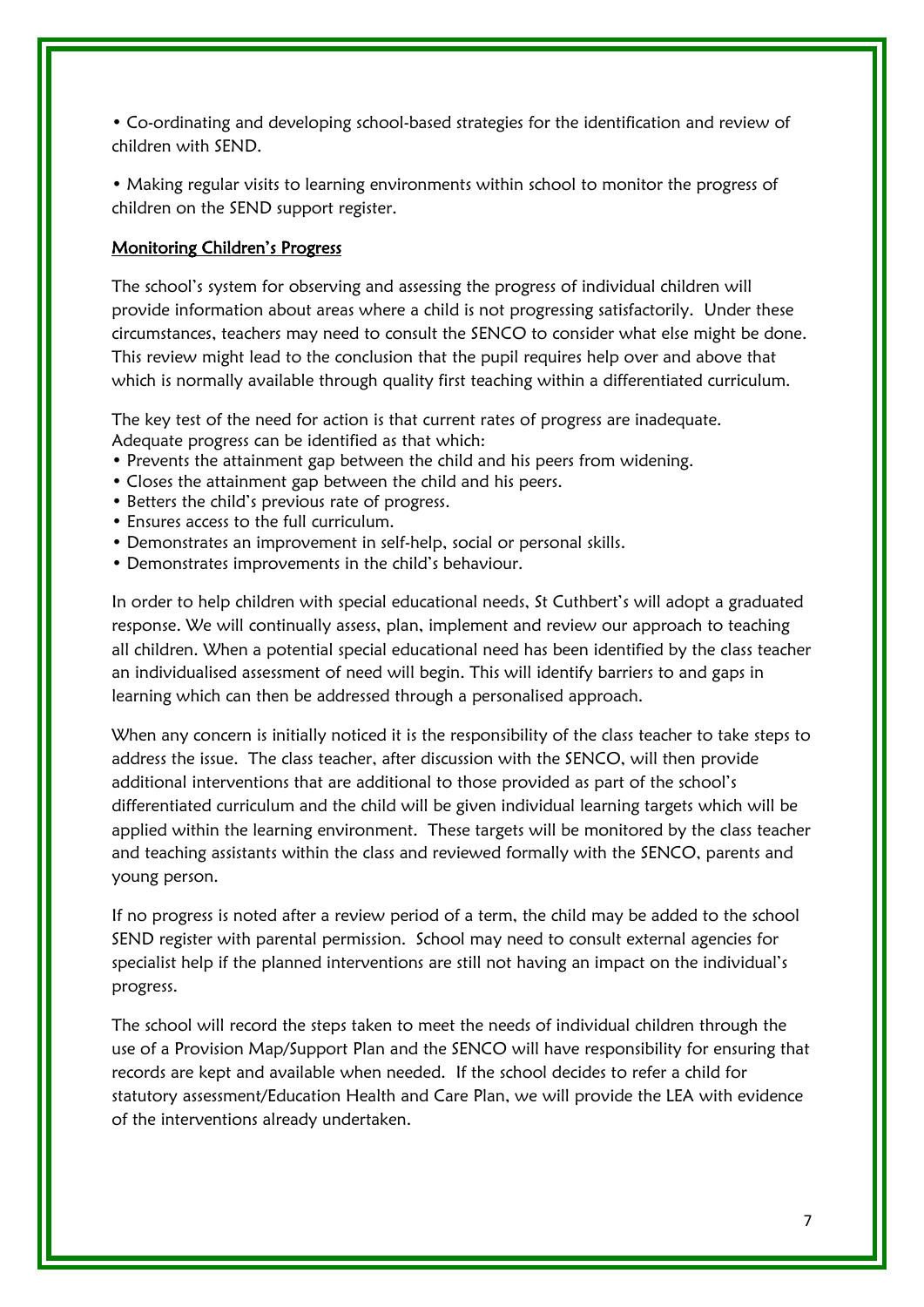- Co-ordinating and developing school-based strategies for the identification and review of children with SEND.

- Making regular visits to learning environments within school to monitor the progress of children on the SEND support register.

## Monitoring Children's Progress

The school's system for observing and assessing the progress of individual children will provide information about areas where a child is not progressing satisfactorily. Under these circumstances, teachers may need to consult the SENCO to consider what else might be done. This review might lead to the conclusion that the pupil requires help over and above that which is normally available through quality first teaching within a differentiated curriculum.

The key test of the need for action is that current rates of progress are inadequate. Adequate progress can be identified as that which:

- Prevents the attainment gap between the child and his peers from widening.
- Closes the attainment gap between the child and his peers.
- Betters the child's previous rate of progress.
- Ensures access to the full curriculum.
- Demonstrates an improvement in self-help, social or personal skills.
- Demonstrates improvements in the child's behaviour.

In order to help children with special educational needs, St Cuthbert's will adopt a graduated response. We will continually assess, plan, implement and review our approach to teaching all children. When a potential special educational need has been identified by the class teacher an individualised assessment of need will begin. This will identify barriers to and gaps in learning which can then be addressed through a personalised approach.

When any concern is initially noticed it is the responsibility of the class teacher to take steps to address the issue. The class teacher, after discussion with the SENCO, will then provide additional interventions that are additional to those provided as part of the school's differentiated curriculum and the child will be given individual learning targets which will be applied within the learning environment. These targets will be monitored by the class teacher and teaching assistants within the class and reviewed formally with the SENCO, parents and young person.

If no progress is noted after a review period of a term, the child may be added to the school SEND register with parental permission. School may need to consult external agencies for specialist help if the planned interventions are still not having an impact on the individual's progress.

The school will record the steps taken to meet the needs of individual children through the use of a Provision Map/Support Plan and the SENCO will have responsibility for ensuring that records are kept and available when needed. If the school decides to refer a child for statutory assessment/Education Health and Care Plan, we will provide the LEA with evidence of the interventions already undertaken.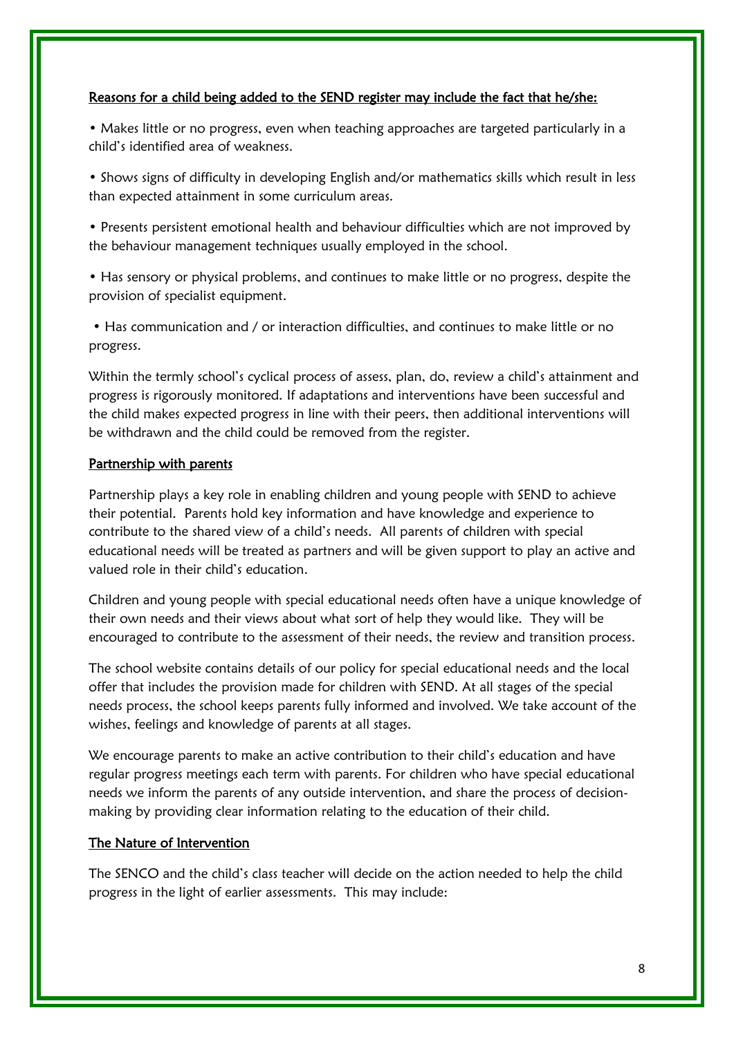## Reasons for a child being added to the SEND register may include the fact that he/she:

- Makes little or no progress, even when teaching approaches are targeted particularly in a child's identified area of weakness.
- Shows signs of difficulty in developing English and/or mathematics skills which result in less than expected attainment in some curriculum areas.
- Presents persistent emotional health and behaviour difficulties which are not improved by the behaviour management techniques usually employed in the school.
- Has sensory or physical problems, and continues to make little or no progress, despite the provision of specialist equipment.
- Has communication and / or interaction difficulties, and continues to make little or no progress.

Within the termly school's cyclical process of assess, plan, do, review a child's attainment and progress is rigorously monitored. If adaptations and interventions have been successful and the child makes expected progress in line with their peers, then additional interventions will be withdrawn and the child could be removed from the register.

## Partnership with parents

Partnership plays a key role in enabling children and young people with SEND to achieve their potential. Parents hold key information and have knowledge and experience to contribute to the shared view of a child's needs. All parents of children with special educational needs will be treated as partners and will be given support to play an active and valued role in their child's education.

Children and young people with special educational needs often have a unique knowledge of their own needs and their views about what sort of help they would like. They will be encouraged to contribute to the assessment of their needs, the review and transition process.

The school website contains details of our policy for special educational needs and the local offer that includes the provision made for children with SEND. At all stages of the special needs process, the school keeps parents fully informed and involved. We take account of the wishes, feelings and knowledge of parents at all stages.

We encourage parents to make an active contribution to their child's education and have regular progress meetings each term with parents. For children who have special educational needs we inform the parents of any outside intervention, and share the process of decision-making by providing clear information relating to the education of their child.

## The Nature of Intervention

The SENCO and the child's class teacher will decide on the action needed to help the child progress in the light of earlier assessments. This may include: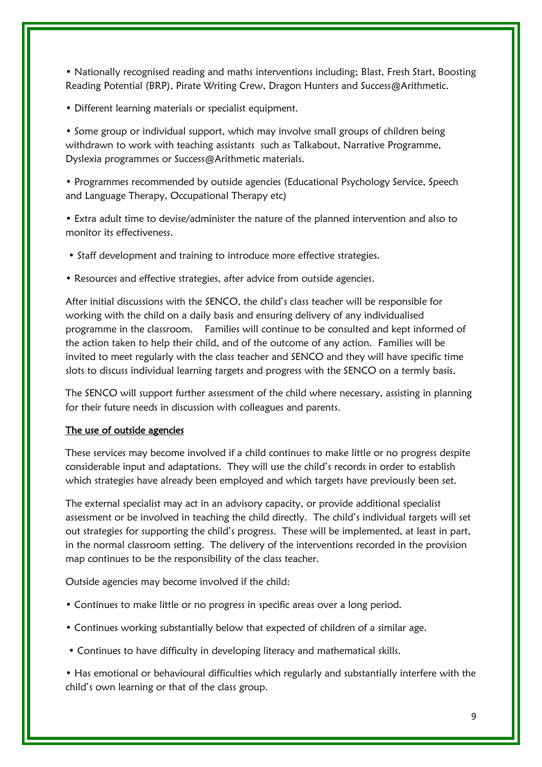- Nationally recognised reading and maths interventions including; Blast, Fresh Start, Boosting Reading Potential (BRP), Pirate Writing Crew, Dragon Hunters and Success@Arithmetic.
- Different learning materials or specialist equipment.
- Some group or individual support, which may involve small groups of children being withdrawn to work with teaching assistants such as Talkabout, Narrative Programme, Dyslexia programmes or Success@Arithmetic materials.
- Programmes recommended by outside agencies (Educational Psychology Service, Speech and Language Therapy, Occupational Therapy etc)
- Extra adult time to devise/administer the nature of the planned intervention and also to monitor its effectiveness.
- Staff development and training to introduce more effective strategies.
- Resources and effective strategies, after advice from outside agencies.

After initial discussions with the SENCO, the child's class teacher will be responsible for working with the child on a daily basis and ensuring delivery of any individualised programme in the classroom. Families will continue to be consulted and kept informed of the action taken to help their child, and of the outcome of any action. Families will be invited to meet regularly with the class teacher and SENCO and they will have specific time slots to discuss individual learning targets and progress with the SENCO on a termly basis.

The SENCO will support further assessment of the child where necessary, assisting in planning for their future needs in discussion with colleagues and parents.

## The use of outside agencies

These services may become involved if a child continues to make little or no progress despite considerable input and adaptations. They will use the child's records in order to establish which strategies have already been employed and which targets have previously been set.

The external specialist may act in an advisory capacity, or provide additional specialist assessment or be involved in teaching the child directly. The child's individual targets will set out strategies for supporting the child's progress. These will be implemented, at least in part, in the normal classroom setting. The delivery of the interventions recorded in the provision map continues to be the responsibility of the class teacher.

Outside agencies may become involved if the child:

- Continues to make little or no progress in specific areas over a long period.
- Continues working substantially below that expected of children of a similar age.
- Continues to have difficulty in developing literacy and mathematical skills.
- Has emotional or behavioural difficulties which regularly and substantially interfere with the child's own learning or that of the class group.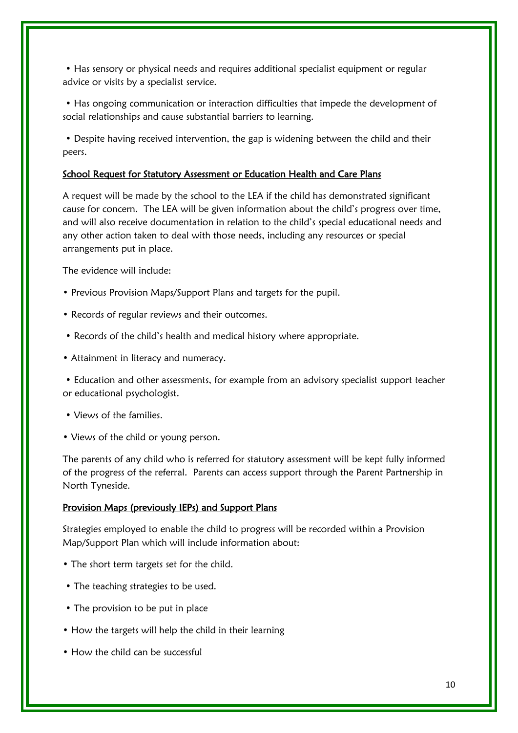- Has sensory or physical needs and requires additional specialist equipment or regular advice or visits by a specialist service.
- Has ongoing communication or interaction difficulties that impede the development of social relationships and cause substantial barriers to learning.
- Despite having received intervention, the gap is widening between the child and their peers.

## School Request for Statutory Assessment or Education Health and Care Plans

A request will be made by the school to the LEA if the child has demonstrated significant cause for concern. The LEA will be given information about the child's progress over time, and will also receive documentation in relation to the child's special educational needs and any other action taken to deal with those needs, including any resources or special arrangements put in place.

The evidence will include:

- Previous Provision Maps/Support Plans and targets for the pupil.
- Records of regular reviews and their outcomes.
- Records of the child's health and medical history where appropriate.
- Attainment in literacy and numeracy.
- Education and other assessments, for example from an advisory specialist support teacher or educational psychologist.
- Views of the families.
- Views of the child or young person.

The parents of any child who is referred for statutory assessment will be kept fully informed of the progress of the referral. Parents can access support through the Parent Partnership in North Tyneside.

## Provision Maps (previously IEPs) and Support Plans

Strategies employed to enable the child to progress will be recorded within a Provision Map/Support Plan which will include information about:

- The short term targets set for the child.
- The teaching strategies to be used.
- The provision to be put in place
- How the targets will help the child in their learning
- How the child can be successful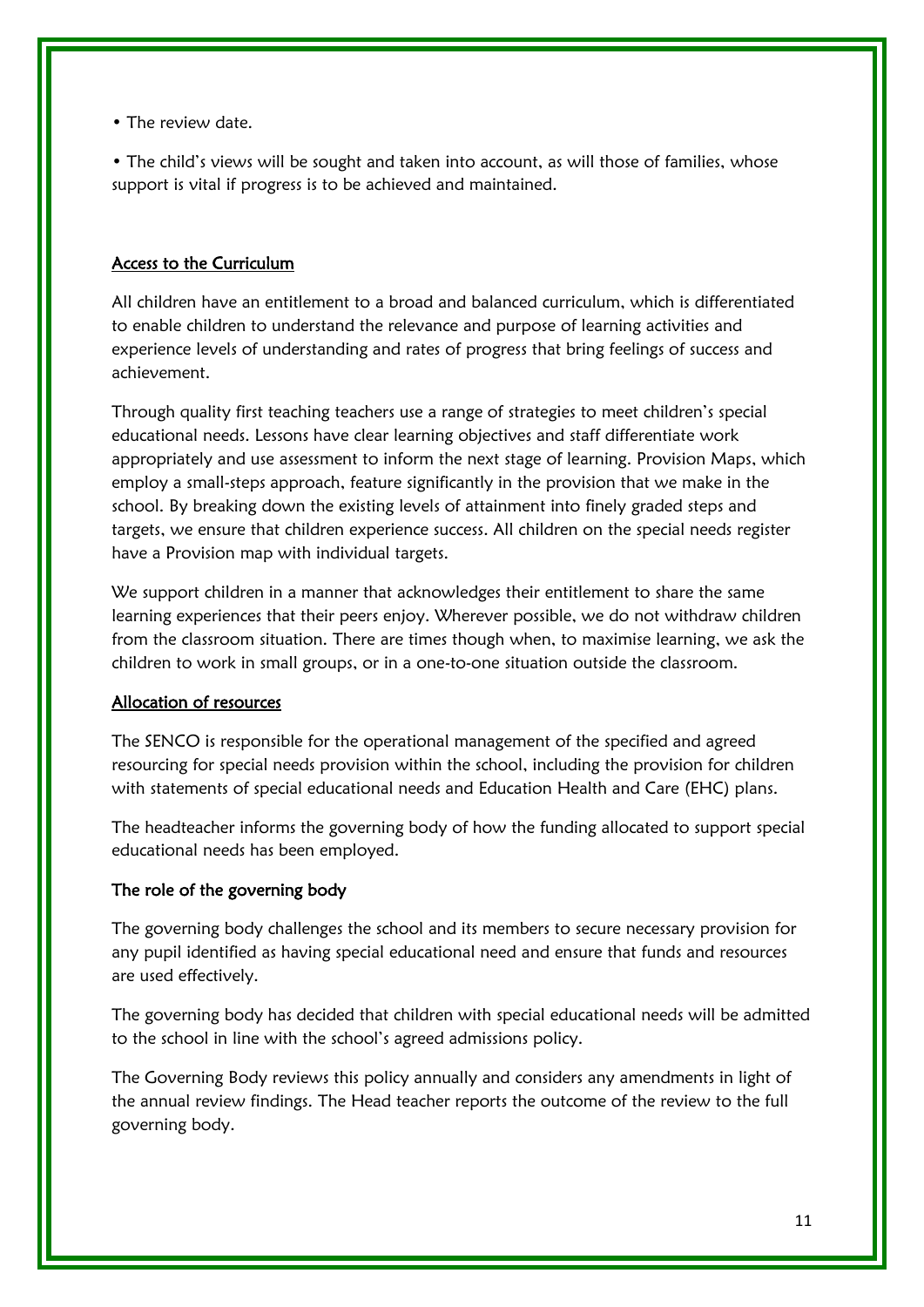- The review date.
- The child's views will be sought and taken into account, as will those of families, whose support is vital if progress is to be achieved and maintained.

## Access to the Curriculum

All children have an entitlement to a broad and balanced curriculum, which is differentiated to enable children to understand the relevance and purpose of learning activities and experience levels of understanding and rates of progress that bring feelings of success and achievement.

Through quality first teaching teachers use a range of strategies to meet children's special educational needs. Lessons have clear learning objectives and staff differentiate work appropriately and use assessment to inform the next stage of learning. Provision Maps, which employ a small-steps approach, feature significantly in the provision that we make in the school. By breaking down the existing levels of attainment into finely graded steps and targets, we ensure that children experience success. All children on the special needs register have a Provision map with individual targets.

We support children in a manner that acknowledges their entitlement to share the same learning experiences that their peers enjoy. Wherever possible, we do not withdraw children from the classroom situation. There are times though when, to maximise learning, we ask the children to work in small groups, or in a one-to-one situation outside the classroom.

## Allocation of resources

The SENCO is responsible for the operational management of the specified and agreed resourcing for special needs provision within the school, including the provision for children with statements of special educational needs and Education Health and Care (EHC) plans.

The headteacher informs the governing body of how the funding allocated to support special educational needs has been employed.

## The role of the governing body

The governing body challenges the school and its members to secure necessary provision for any pupil identified as having special educational need and ensure that funds and resources are used effectively.

The governing body has decided that children with special educational needs will be admitted to the school in line with the school's agreed admissions policy.

The Governing Body reviews this policy annually and considers any amendments in light of the annual review findings. The Head teacher reports the outcome of the review to the full governing body.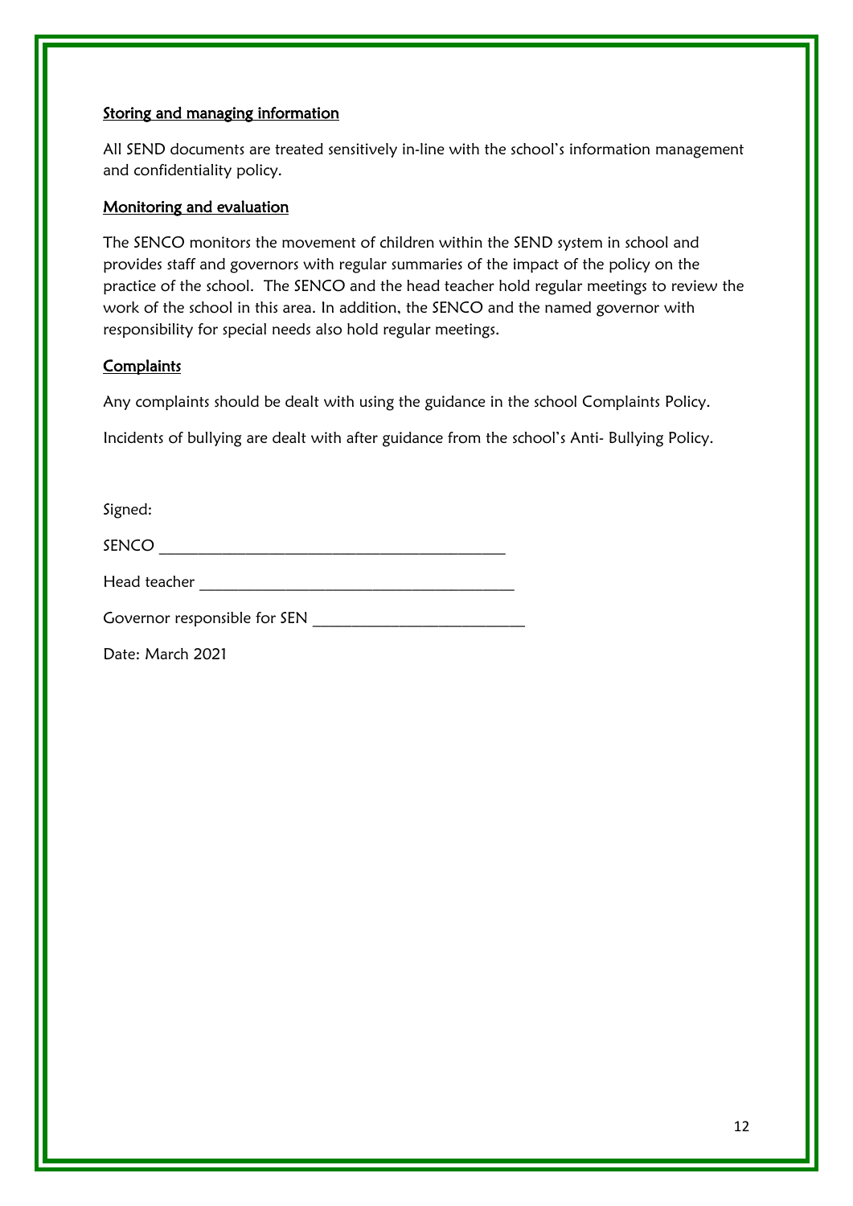## Storing and managing information

All SEND documents are treated sensitively in-line with the school's information management and confidentiality policy.

## Monitoring and evaluation

The SENCO monitors the movement of children within the SEND system in school and provides staff and governors with regular summaries of the impact of the policy on the practice of the school. The SENCO and the head teacher hold regular meetings to review the work of the school in this area. In addition, the SENCO and the named governor with responsibility for special needs also hold regular meetings.

## Complaints

Any complaints should be dealt with using the guidance in the school Complaints Policy.

Incidents of bullying are dealt with after guidance from the school's Anti- Bullying Policy.

Signed:

SENCO ___________________________________________

Head teacher _______________________________________

Governor responsible for SEN __________________________

Date: March 2021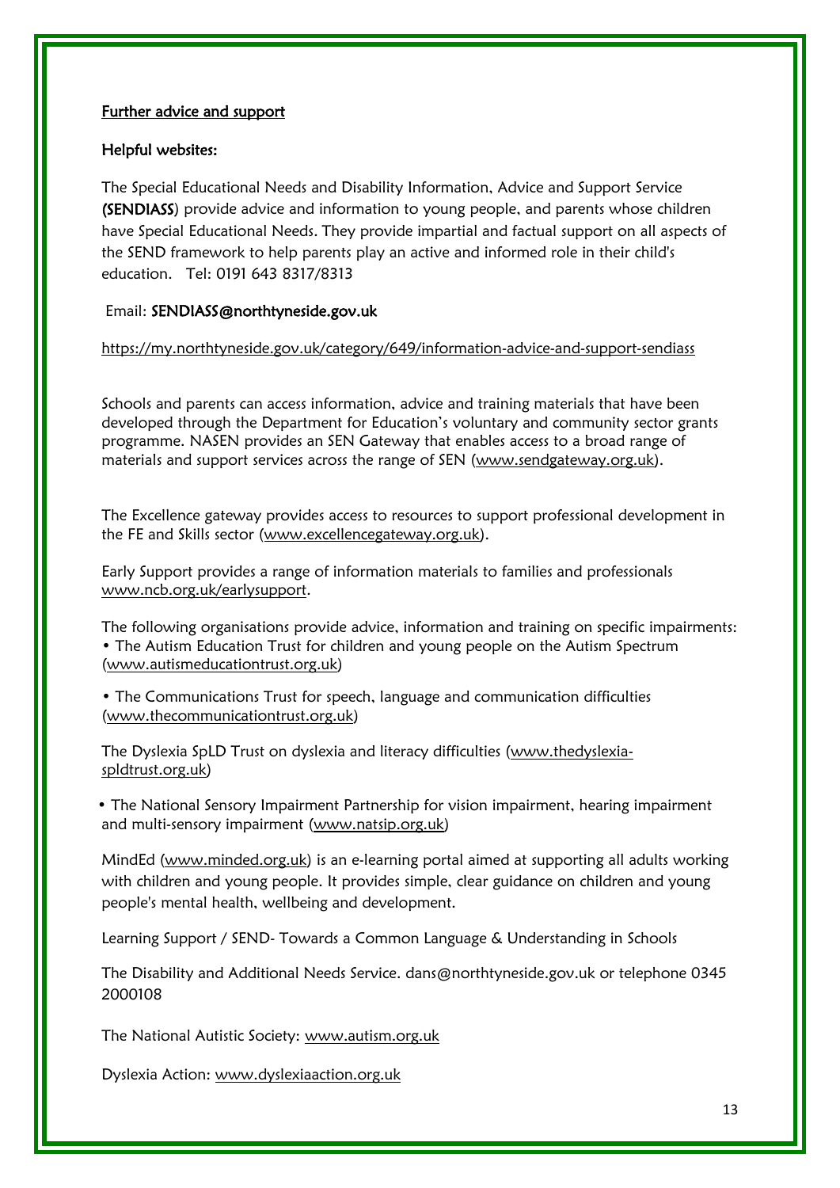## Further advice and support

### Helpful websites:

The Special Educational Needs and Disability Information, Advice and Support Service (**SENDIASS**) provide advice and information to young people, and parents whose children have Special Educational Needs. They provide impartial and factual support on all aspects of the SEND framework to help parents play an active and informed role in their child's education. Tel: 0191 643 8317/8313

Email: SENDIASS@northtyneside.gov.uk

https://my.northtyneside.gov.uk/category/649/information-advice-and-support-sendiass

Schools and parents can access information, advice and training materials that have been developed through the Department for Education's voluntary and community sector grants programme. NASEN provides an SEN Gateway that enables access to a broad range of materials and support services across the range of SEN (www.sendgateway.org.uk).

The Excellence gateway provides access to resources to support professional development in the FE and Skills sector (www.excellencegateway.org.uk).

Early Support provides a range of information materials to families and professionals www.ncb.org.uk/earlysupport.

The following organisations provide advice, information and training on specific impairments:

- The Autism Education Trust for children and young people on the Autism Spectrum (www.autismeducationtrust.org.uk)
- The Communications Trust for speech, language and communication difficulties (www.thecommunicationtrust.org.uk)

The Dyslexia SpLD Trust on dyslexia and literacy difficulties (www.thedyslexia-spldtrust.org.uk)

- The National Sensory Impairment Partnership for vision impairment, hearing impairment and multi-sensory impairment (www.natsip.org.uk)

MindEd (www.minded.org.uk) is an e-learning portal aimed at supporting all adults working with children and young people. It provides simple, clear guidance on children and young people's mental health, wellbeing and development.

Learning Support / SEND- Towards a Common Language & Understanding in Schools

The Disability and Additional Needs Service. dans@northtyneside.gov.uk or telephone 0345 2000108

The National Autistic Society: www.autism.org.uk

Dyslexia Action: www.dyslexiaaction.org.uk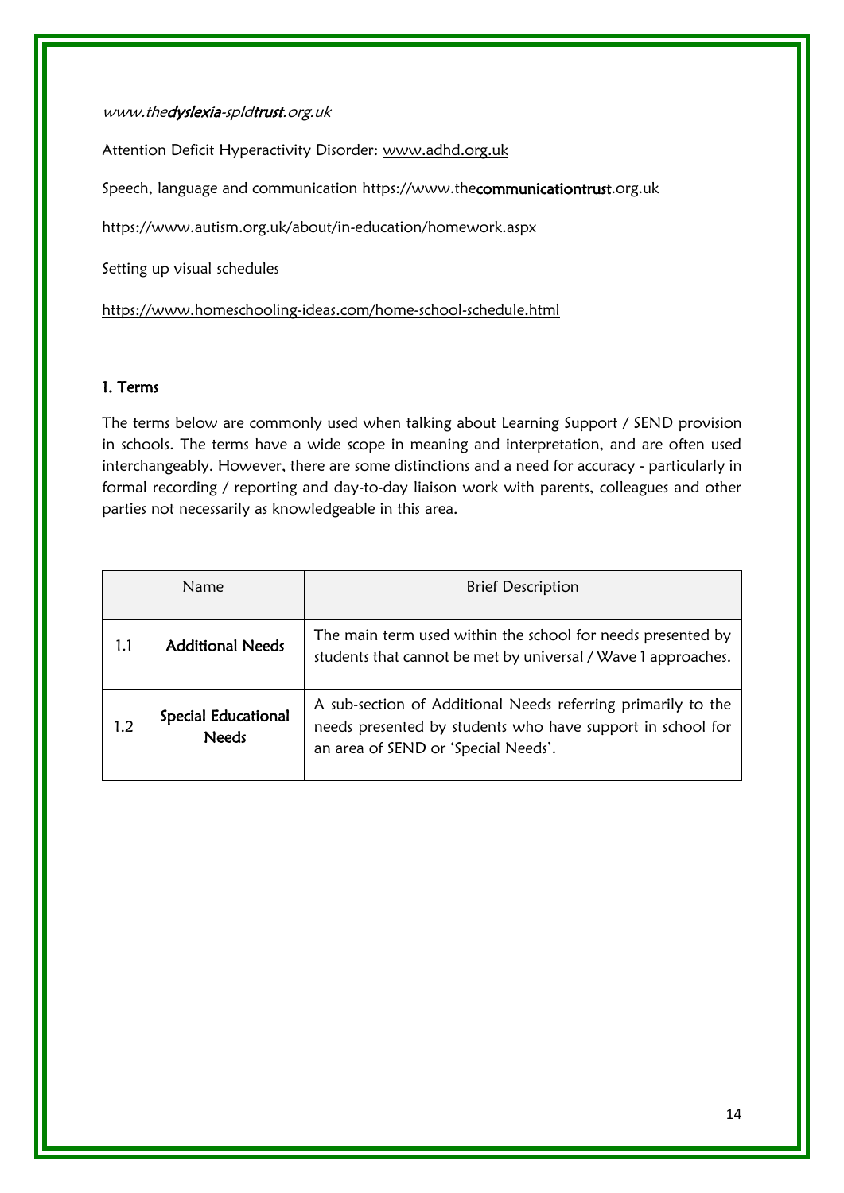*www.thedyslexia-spldtrust.org.uk*

Attention Deficit Hyperactivity Disorder: www.adhd.org.uk

Speech, language and communication https://www.thecommunicationtrust.org.uk

https://www.autism.org.uk/about/in-education/homework.aspx

Setting up visual schedules

https://www.homeschooling-ideas.com/home-school-schedule.html

## 1. Terms

The terms below are commonly used when talking about Learning Support / SEND provision in schools. The terms have a wide scope in meaning and interpretation, and are often used interchangeably. However, there are some distinctions and a need for accuracy - particularly in formal recording / reporting and day-to-day liaison work with parents, colleagues and other parties not necessarily as knowledgeable in this area.

| Name | | Brief Description |
|---|---|---|
| 1.1 | **Additional Needs** | The main term used within the school for needs presented by students that cannot be met by universal / Wave 1 approaches. |
| 1.2 | **Special Educational Needs** | A sub-section of Additional Needs referring primarily to the needs presented by students who have support in school for an area of SEND or 'Special Needs'. |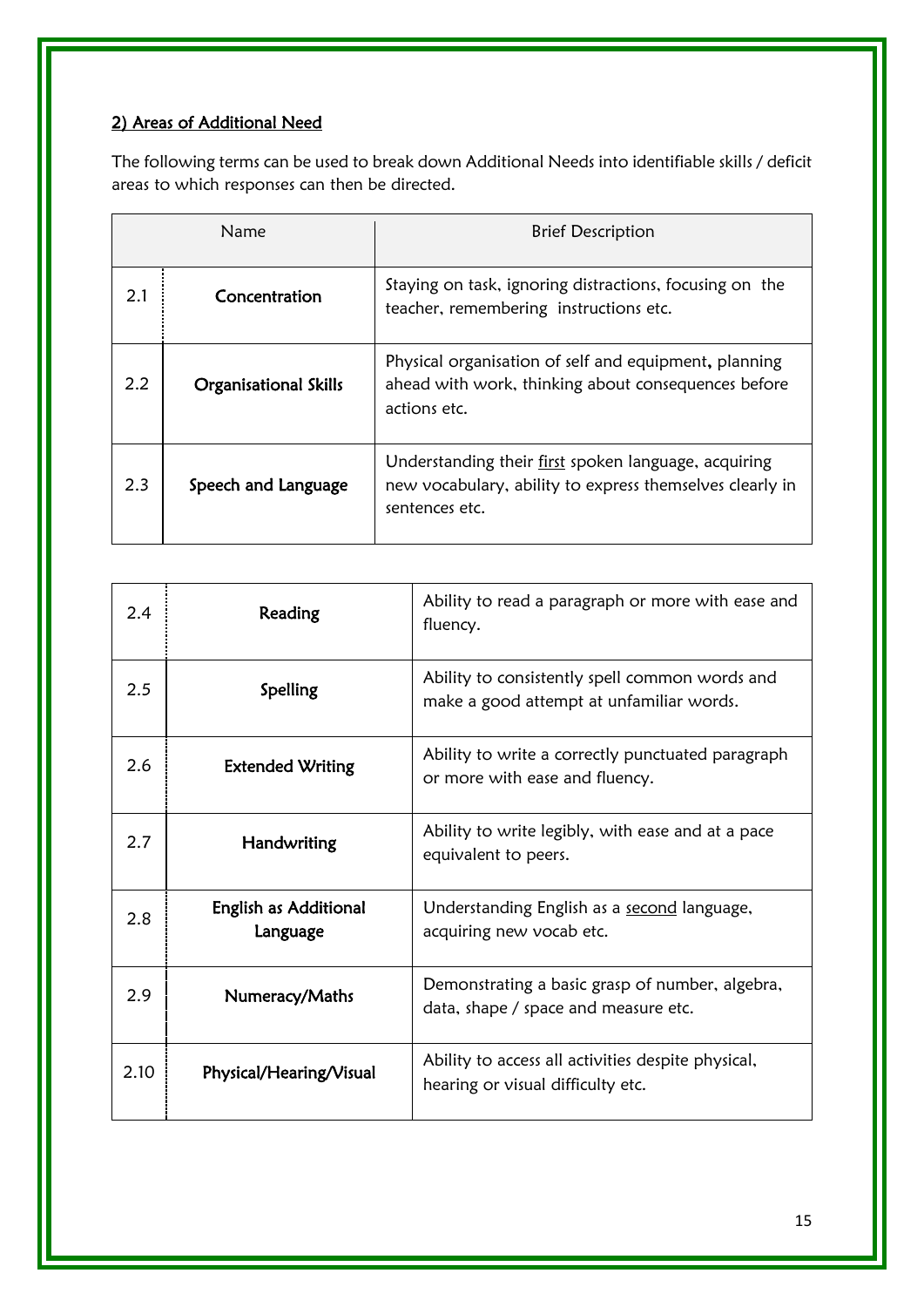## 2) Areas of Additional Need

The following terms can be used to break down Additional Needs into identifiable skills / deficit areas to which responses can then be directed.

| | Name | Brief Description |
|---|---|---|
| 2.1 | **Concentration** | Staying on task, ignoring distractions, focusing on the teacher, remembering instructions etc. |
| 2.2 | **Organisational Skills** | Physical organisation of self and equipment, planning ahead with work, thinking about consequences before actions etc. |
| 2.3 | **Speech and Language** | Understanding their first spoken language, acquiring new vocabulary, ability to express themselves clearly in sentences etc. |
| 2.4 | **Reading** | Ability to read a paragraph or more with ease and fluency. |
| 2.5 | **Spelling** | Ability to consistently spell common words and make a good attempt at unfamiliar words. |
| 2.6 | **Extended Writing** | Ability to write a correctly punctuated paragraph or more with ease and fluency. |
| 2.7 | **Handwriting** | Ability to write legibly, with ease and at a pace equivalent to peers. |
| 2.8 | **English as Additional Language** | Understanding English as a second language, acquiring new vocab etc. |
| 2.9 | **Numeracy/Maths** | Demonstrating a basic grasp of number, algebra, data, shape / space and measure etc. |
| 2.10 | **Physical/Hearing/Visual** | Ability to access all activities despite physical, hearing or visual difficulty etc. |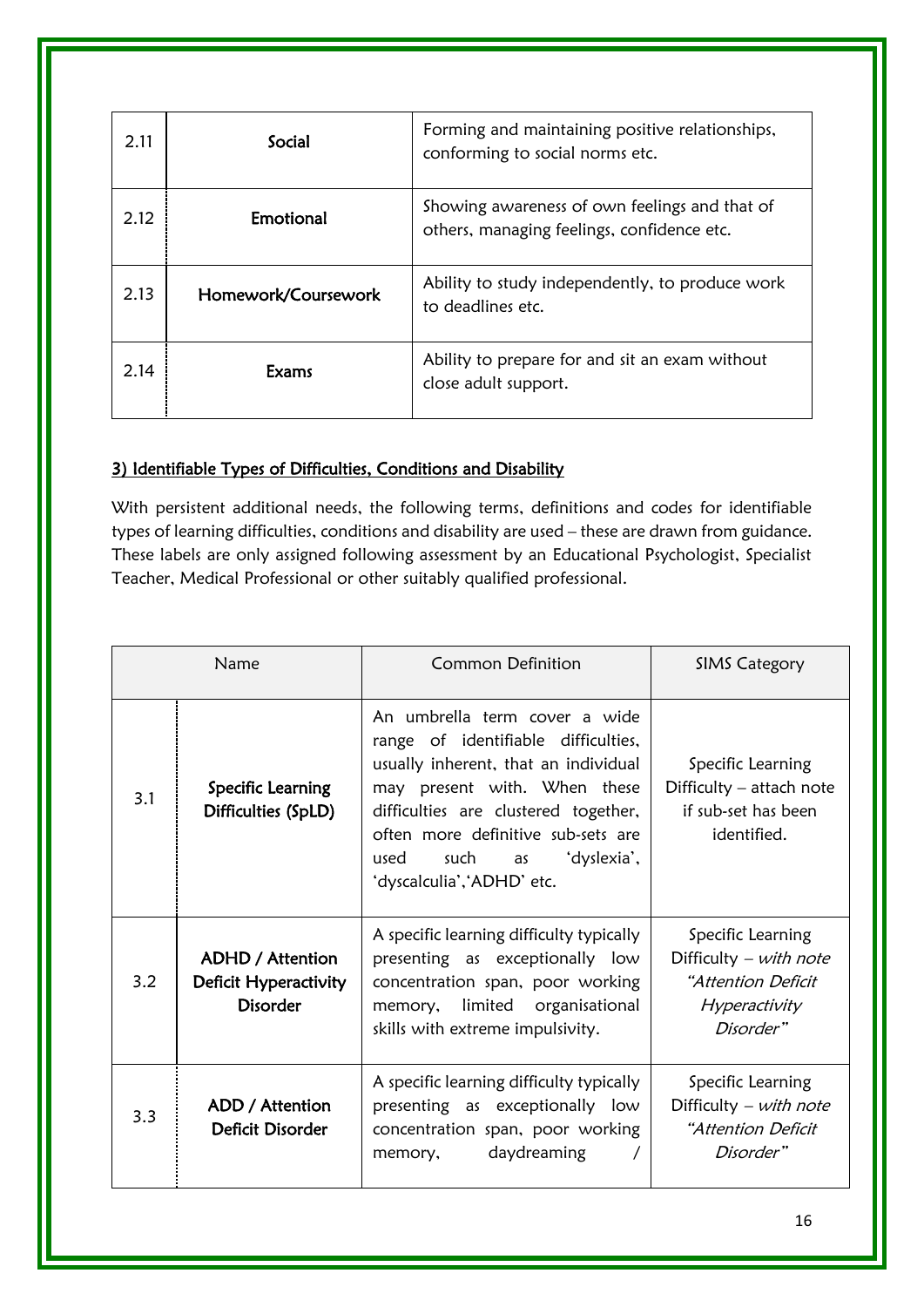| | | |
|---|---|---|
| 2.11 | **Social** | Forming and maintaining positive relationships, conforming to social norms etc. |
| 2.12 | **Emotional** | Showing awareness of own feelings and that of others, managing feelings, confidence etc. |
| 2.13 | **Homework/Coursework** | Ability to study independently, to produce work to deadlines etc. |
| 2.14 | **Exams** | Ability to prepare for and sit an exam without close adult support. |

## 3) Identifiable Types of Difficulties, Conditions and Disability

With persistent additional needs, the following terms, definitions and codes for identifiable types of learning difficulties, conditions and disability are used – these are drawn from guidance. These labels are only assigned following assessment by an Educational Psychologist, Specialist Teacher, Medical Professional or other suitably qualified professional.

| Name | | Common Definition | SIMS Category |
|---|---|---|---|
| 3.1 | **Specific Learning Difficulties (SpLD)** | An umbrella term cover a wide range of identifiable difficulties, usually inherent, that an individual may present with. When these difficulties are clustered together, often more definitive sub-sets are used such as 'dyslexia', 'dyscalculia','ADHD' etc. | Specific Learning Difficulty – attach note if sub-set has been identified. |
| 3.2 | **ADHD / Attention Deficit Hyperactivity Disorder** | A specific learning difficulty typically presenting as exceptionally low concentration span, poor working memory, limited organisational skills with extreme impulsivity. | Specific Learning Difficulty – *with note "Attention Deficit Hyperactivity Disorder"* |
| 3.3 | **ADD / Attention Deficit Disorder** | A specific learning difficulty typically presenting as exceptionally low concentration span, poor working memory, daydreaming / | Specific Learning Difficulty – *with note "Attention Deficit Disorder"* |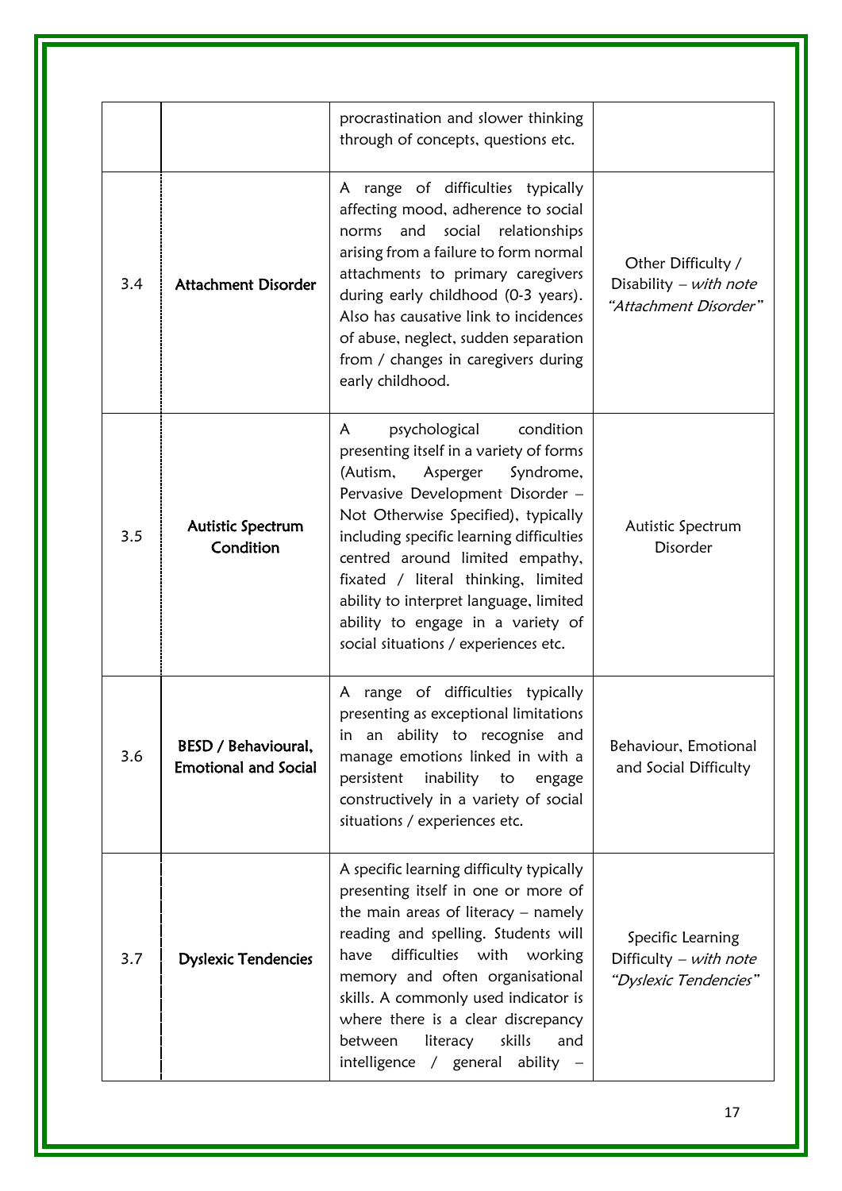| | | | |
|---|---|---|---|
| | | procrastination and slower thinking through of concepts, questions etc. | |
| 3.4 | **Attachment Disorder** | A range of difficulties typically affecting mood, adherence to social norms and social relationships arising from a failure to form normal attachments to primary caregivers during early childhood (0-3 years). Also has causative link to incidences of abuse, neglect, sudden separation from / changes in caregivers during early childhood. | Other Difficulty / Disability – *with note "Attachment Disorder"* |
| 3.5 | **Autistic Spectrum Condition** | A psychological condition presenting itself in a variety of forms (Autism, Asperger Syndrome, Pervasive Development Disorder – Not Otherwise Specified), typically including specific learning difficulties centred around limited empathy, fixated / literal thinking, limited ability to interpret language, limited ability to engage in a variety of social situations / experiences etc. | Autistic Spectrum Disorder |
| 3.6 | **BESD / Behavioural, Emotional and Social** | A range of difficulties typically presenting as exceptional limitations in an ability to recognise and manage emotions linked in with a persistent inability to engage constructively in a variety of social situations / experiences etc. | Behaviour, Emotional and Social Difficulty |
| 3.7 | **Dyslexic Tendencies** | A specific learning difficulty typically presenting itself in one or more of the main areas of literacy – namely reading and spelling. Students will have difficulties with working memory and often organisational skills. A commonly used indicator is where there is a clear discrepancy between literacy skills and intelligence / general ability – | Specific Learning Difficulty – *with note "Dyslexic Tendencies"* |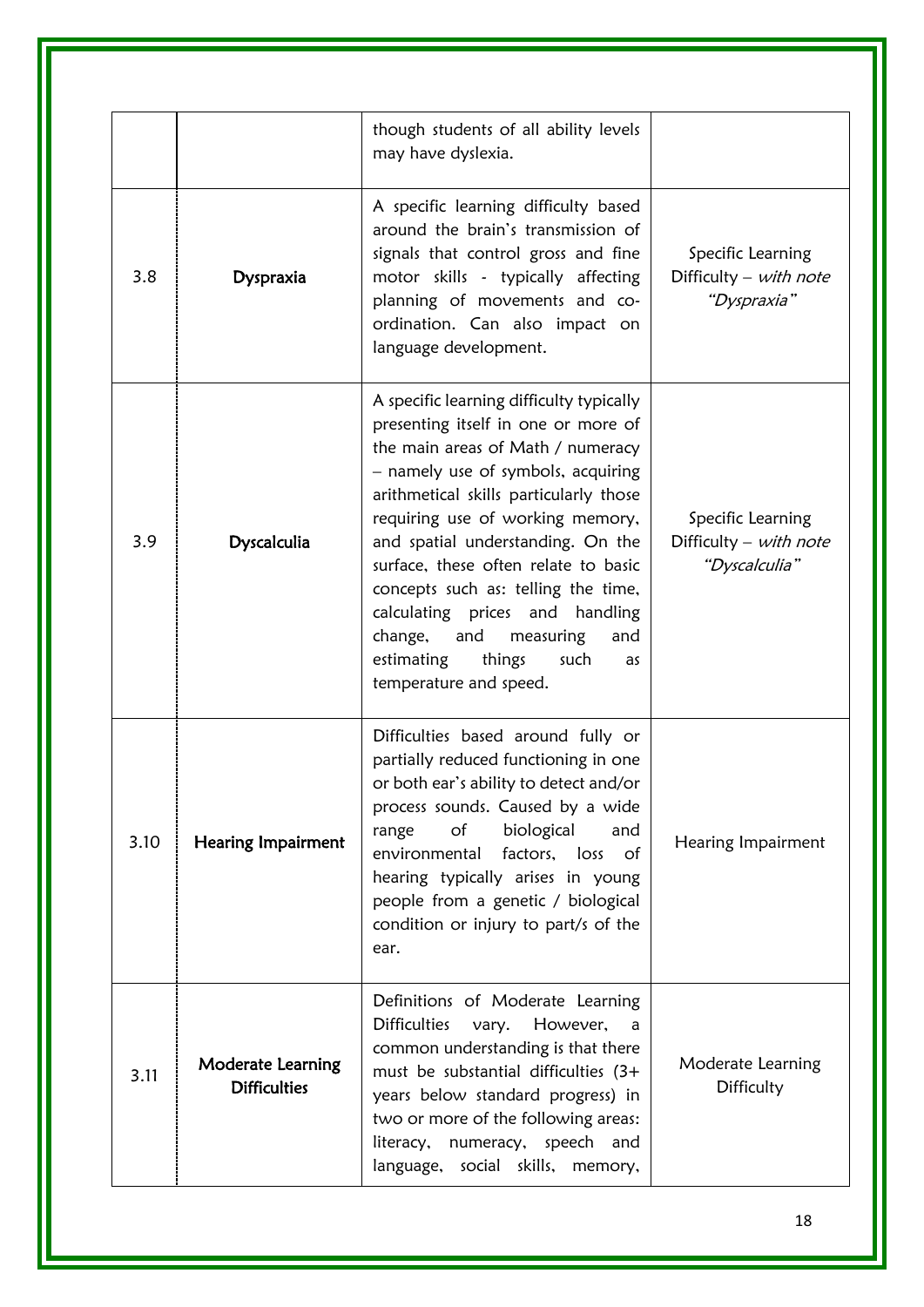| | | | |
|---|---|---|---|
| | | though students of all ability levels may have dyslexia. | |
| 3.8 | Dyspraxia | A specific learning difficulty based around the brain's transmission of signals that control gross and fine motor skills - typically affecting planning of movements and co-ordination. Can also impact on language development. | Specific Learning Difficulty – *with note "Dyspraxia"* |
| 3.9 | Dyscalculia | A specific learning difficulty typically presenting itself in one or more of the main areas of Math / numeracy – namely use of symbols, acquiring arithmetical skills particularly those requiring use of working memory, and spatial understanding. On the surface, these often relate to basic concepts such as: telling the time, calculating prices and handling change, and measuring and estimating things such as temperature and speed. | Specific Learning Difficulty – *with note "Dyscalculia"* |
| 3.10 | **Hearing Impairment** | Difficulties based around fully or partially reduced functioning in one or both ear's ability to detect and/or process sounds. Caused by a wide range of biological and environmental factors, loss of hearing typically arises in young people from a genetic / biological condition or injury to part/s of the ear. | Hearing Impairment |
| 3.11 | **Moderate Learning Difficulties** | Definitions of Moderate Learning Difficulties vary. However, a common understanding is that there must be substantial difficulties (3+ years below standard progress) in two or more of the following areas: literacy, numeracy, speech and language, social skills, memory, | Moderate Learning Difficulty |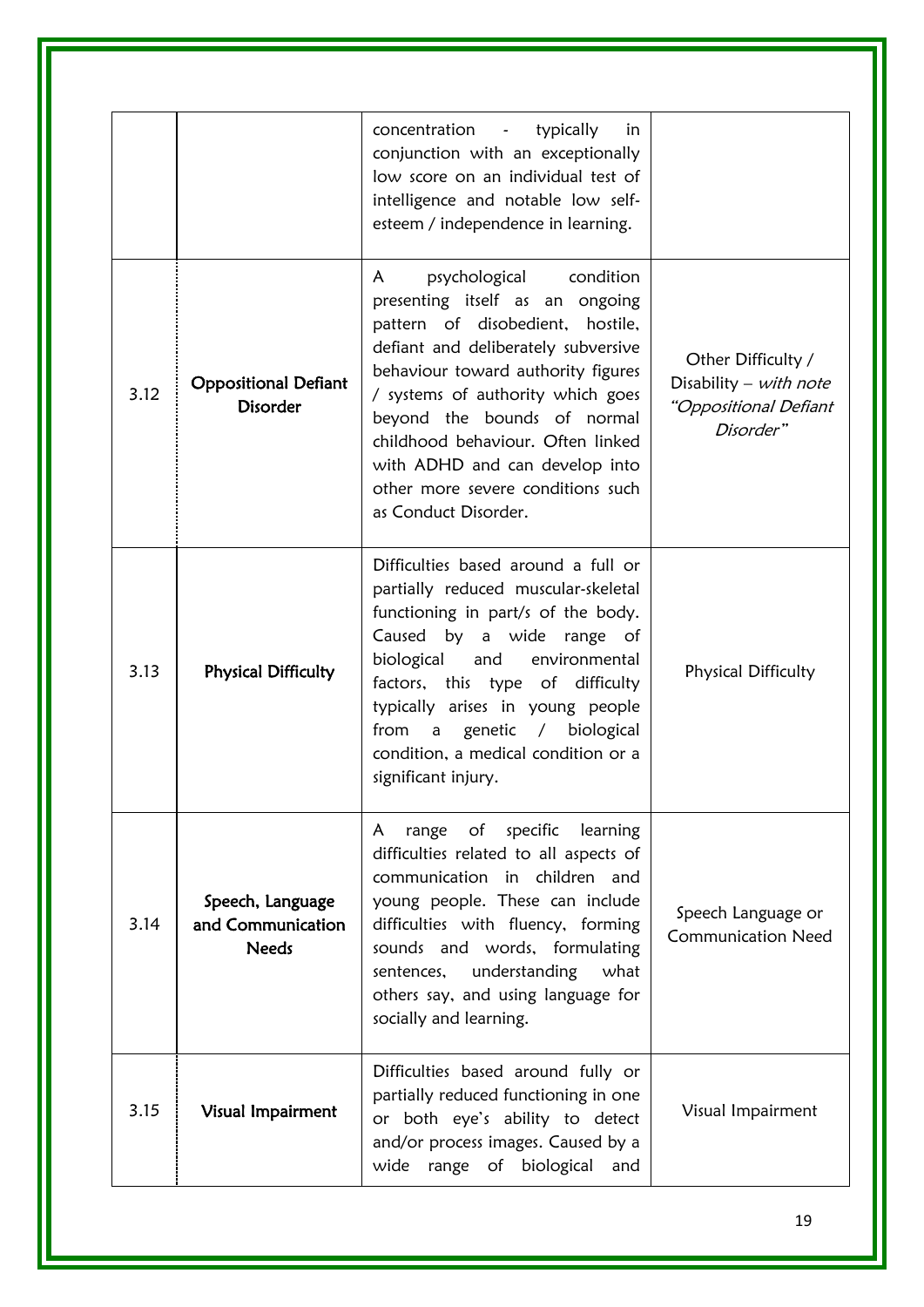|  |  |  |  |
|---|---|---|---|
|  |  | concentration - typically in conjunction with an exceptionally low score on an individual test of intelligence and notable low self-esteem / independence in learning. |  |
| 3.12 | **Oppositional Defiant Disorder** | A psychological condition presenting itself as an ongoing pattern of disobedient, hostile, defiant and deliberately subversive behaviour toward authority figures / systems of authority which goes beyond the bounds of normal childhood behaviour. Often linked with ADHD and can develop into other more severe conditions such as Conduct Disorder. | Other Difficulty / Disability – *with note "Oppositional Defiant Disorder"* |
| 3.13 | **Physical Difficulty** | Difficulties based around a full or partially reduced muscular-skeletal functioning in part/s of the body. Caused by a wide range of biological and environmental factors, this type of difficulty typically arises in young people from a genetic / biological condition, a medical condition or a significant injury. | Physical Difficulty |
| 3.14 | **Speech, Language and Communication Needs** | A range of specific learning difficulties related to all aspects of communication in children and young people. These can include difficulties with fluency, forming sounds and words, formulating sentences, understanding what others say, and using language for socially and learning. | Speech Language or Communication Need |
| 3.15 | **Visual Impairment** | Difficulties based around fully or partially reduced functioning in one or both eye's ability to detect and/or process images. Caused by a wide range of biological and | Visual Impairment |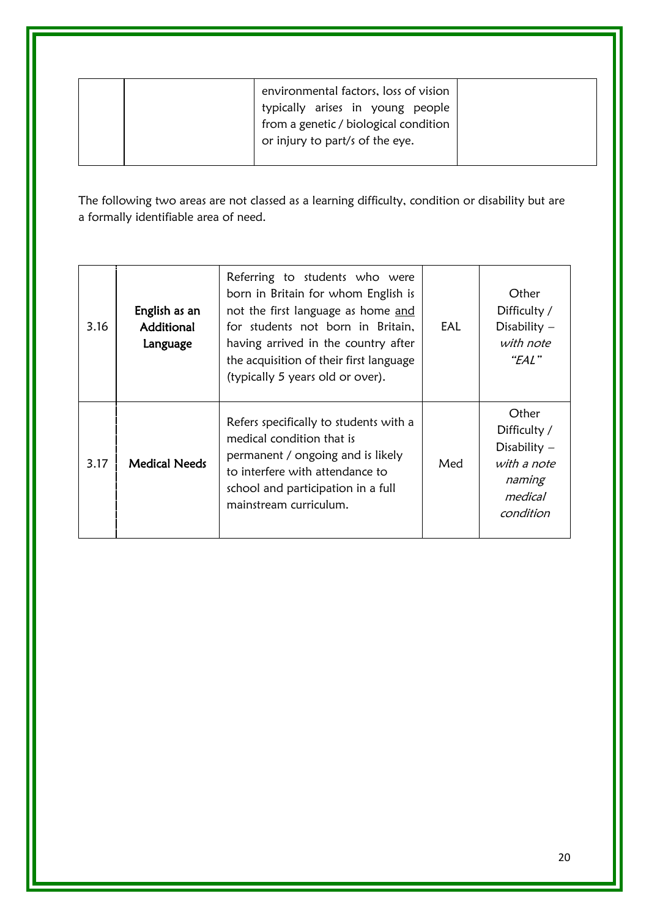| | | | |
|---|---|---|---|
| | | environmental factors, loss of vision typically arises in young people from a genetic / biological condition or injury to part/s of the eye. | |

The following two areas are not classed as a learning difficulty, condition or disability but are a formally identifiable area of need.

| | | | | |
|---|---|---|---|---|
| 3.16 | English as an Additional Language | Referring to students who were born in Britain for whom English is not the first language as home <u>and</u> for students not born in Britain, having arrived in the country after the acquisition of their first language (typically 5 years old or over). | EAL | Other Difficulty / Disability – *with note "EAL"* |
| 3.17 | Medical Needs | Refers specifically to students with a medical condition that is permanent / ongoing and is likely to interfere with attendance to school and participation in a full mainstream curriculum. | Med | Other Difficulty / Disability – *with a note naming medical condition* |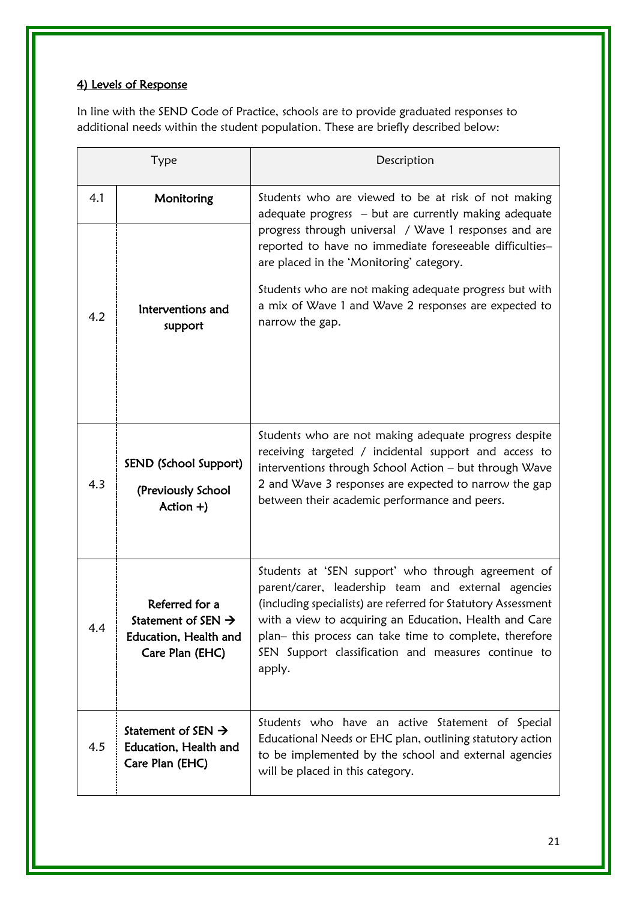## 4) Levels of Response

In line with the SEND Code of Practice, schools are to provide graduated responses to additional needs within the student population. These are briefly described below:

| Type | | Description |
|---|---|---|
| 4.1 | **Monitoring** | Students who are viewed to be at risk of not making adequate progress – but are currently making adequate progress through universal / Wave 1 responses and are reported to have no immediate foreseeable difficulties– are placed in the 'Monitoring' category. |
| 4.2 | **Interventions and support** | Students who are not making adequate progress but with a mix of Wave 1 and Wave 2 responses are expected to narrow the gap. |
| 4.3 | **SEND (School Support) (Previously School Action +)** | Students who are not making adequate progress despite receiving targeted / incidental support and access to interventions through School Action – but through Wave 2 and Wave 3 responses are expected to narrow the gap between their academic performance and peers. |
| 4.4 | **Referred for a Statement of SEN → Education, Health and Care Plan (EHC)** | Students at 'SEN support' who through agreement of parent/carer, leadership team and external agencies (including specialists) are referred for Statutory Assessment with a view to acquiring an Education, Health and Care plan– this process can take time to complete, therefore SEN Support classification and measures continue to apply. |
| 4.5 | **Statement of SEN → Education, Health and Care Plan (EHC)** | Students who have an active Statement of Special Educational Needs or EHC plan, outlining statutory action to be implemented by the school and external agencies will be placed in this category. |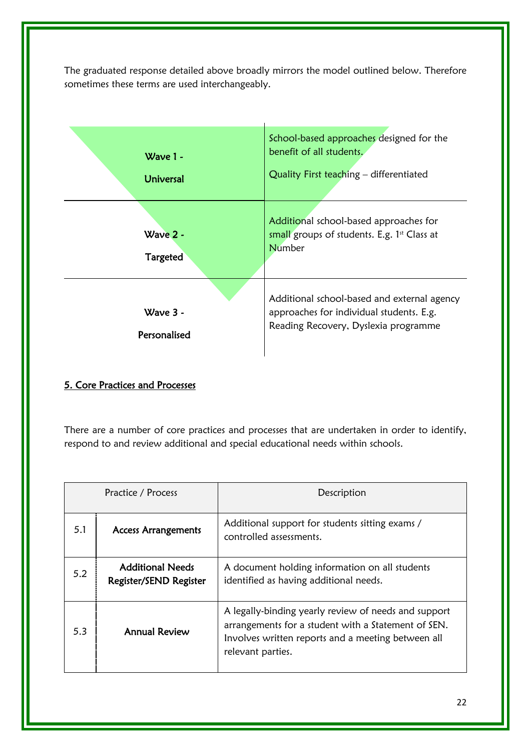The graduated response detailed above broadly mirrors the model outlined below. Therefore sometimes these terms are used interchangeably.

| | |
|---|---|
| Wave 1 - Universal | School-based approaches designed for the benefit of all students.<br><br>Quality First teaching – differentiated |
| Wave 2 - Targeted | Additional school-based approaches for small groups of students. E.g. 1st Class at Number |
| Wave 3 - Personalised | Additional school-based and external agency approaches for individual students. E.g. Reading Recovery, Dyslexia programme |

## 5. Core Practices and Processes

There are a number of core practices and processes that are undertaken in order to identify, respond to and review additional and special educational needs within schools.

| Practice / Process | | Description |
|---|---|---|
| 5.1 | **Access Arrangements** | Additional support for students sitting exams / controlled assessments. |
| 5.2 | **Additional Needs Register/SEND Register** | A document holding information on all students identified as having additional needs. |
| 5.3 | **Annual Review** | A legally-binding yearly review of needs and support arrangements for a student with a Statement of SEN. Involves written reports and a meeting between all relevant parties. |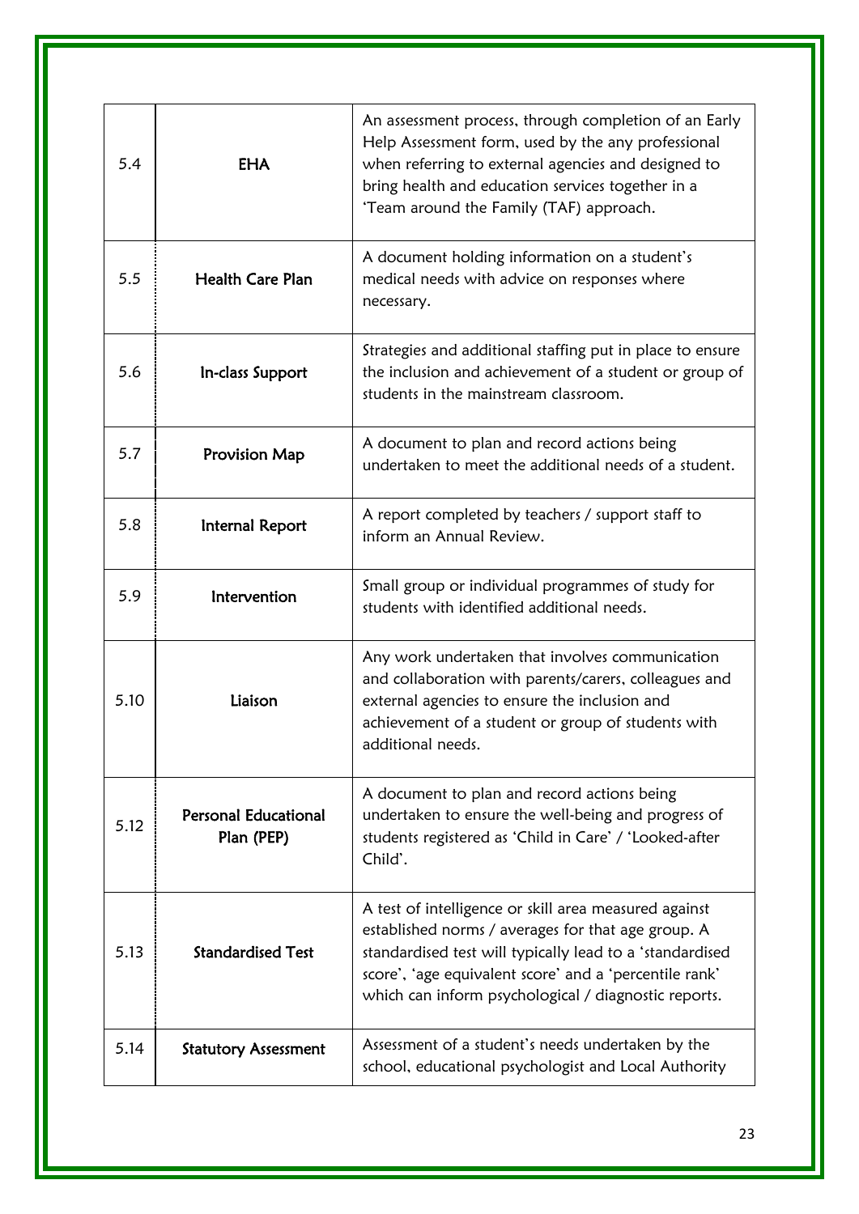| | | |
|---|---|---|
| 5.4 | **EHA** | An assessment process, through completion of an Early Help Assessment form, used by the any professional when referring to external agencies and designed to bring health and education services together in a 'Team around the Family (TAF) approach. |
| 5.5 | **Health Care Plan** | A document holding information on a student's medical needs with advice on responses where necessary. |
| 5.6 | **In-class Support** | Strategies and additional staffing put in place to ensure the inclusion and achievement of a student or group of students in the mainstream classroom. |
| 5.7 | **Provision Map** | A document to plan and record actions being undertaken to meet the additional needs of a student. |
| 5.8 | **Internal Report** | A report completed by teachers / support staff to inform an Annual Review. |
| 5.9 | **Intervention** | Small group or individual programmes of study for students with identified additional needs. |
| 5.10 | **Liaison** | Any work undertaken that involves communication and collaboration with parents/carers, colleagues and external agencies to ensure the inclusion and achievement of a student or group of students with additional needs. |
| 5.12 | **Personal Educational Plan (PEP)** | A document to plan and record actions being undertaken to ensure the well-being and progress of students registered as 'Child in Care' / 'Looked-after Child'. |
| 5.13 | **Standardised Test** | A test of intelligence or skill area measured against established norms / averages for that age group. A standardised test will typically lead to a 'standardised score', 'age equivalent score' and a 'percentile rank' which can inform psychological / diagnostic reports. |
| 5.14 | **Statutory Assessment** | Assessment of a student's needs undertaken by the school, educational psychologist and Local Authority |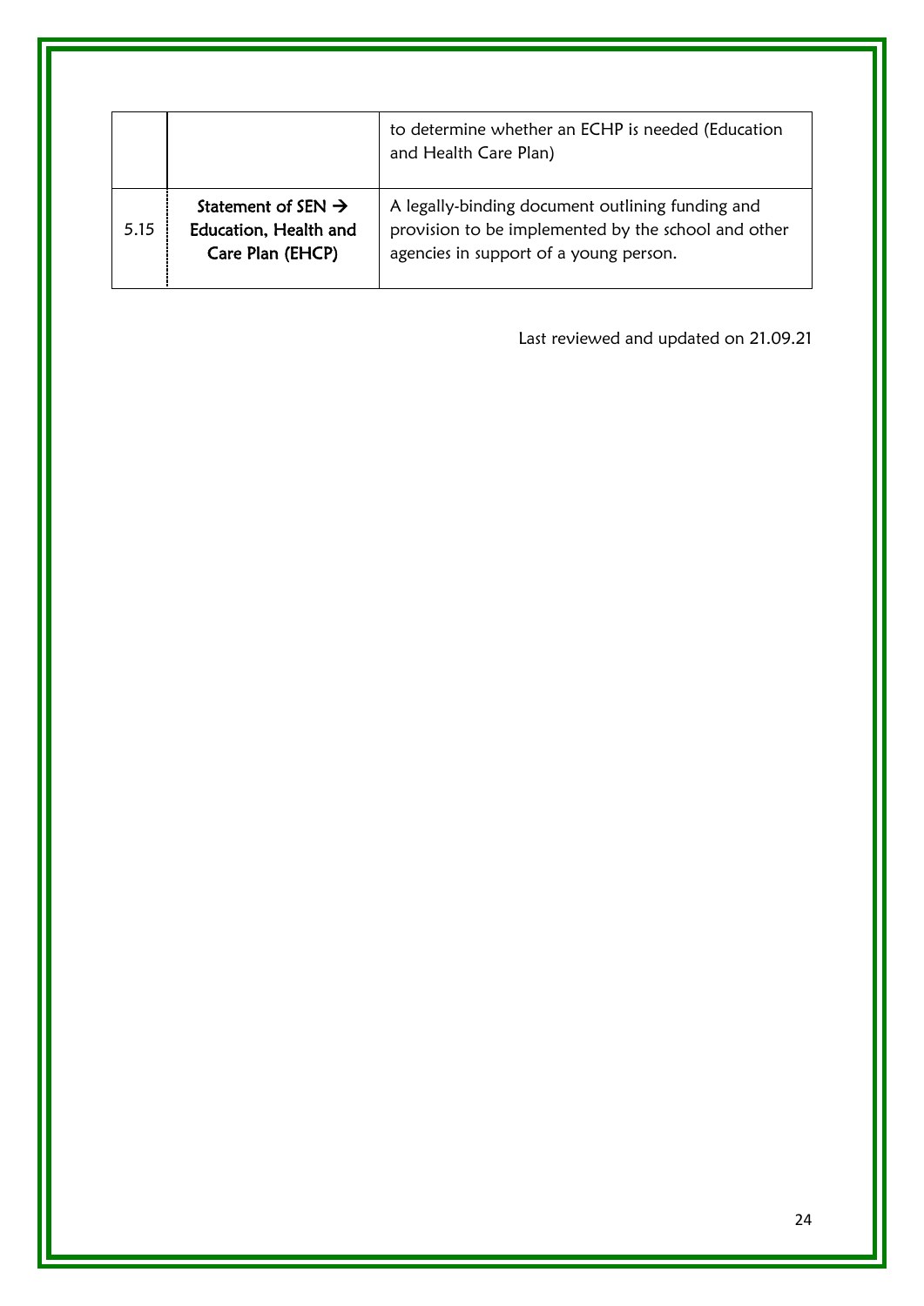| | | |
|---|---|---|
| | | to determine whether an ECHP is needed (Education and Health Care Plan) |
| 5.15 | **Statement of SEN → Education, Health and Care Plan (EHCP)** | A legally-binding document outlining funding and provision to be implemented by the school and other agencies in support of a young person. |

Last reviewed and updated on 21.09.21